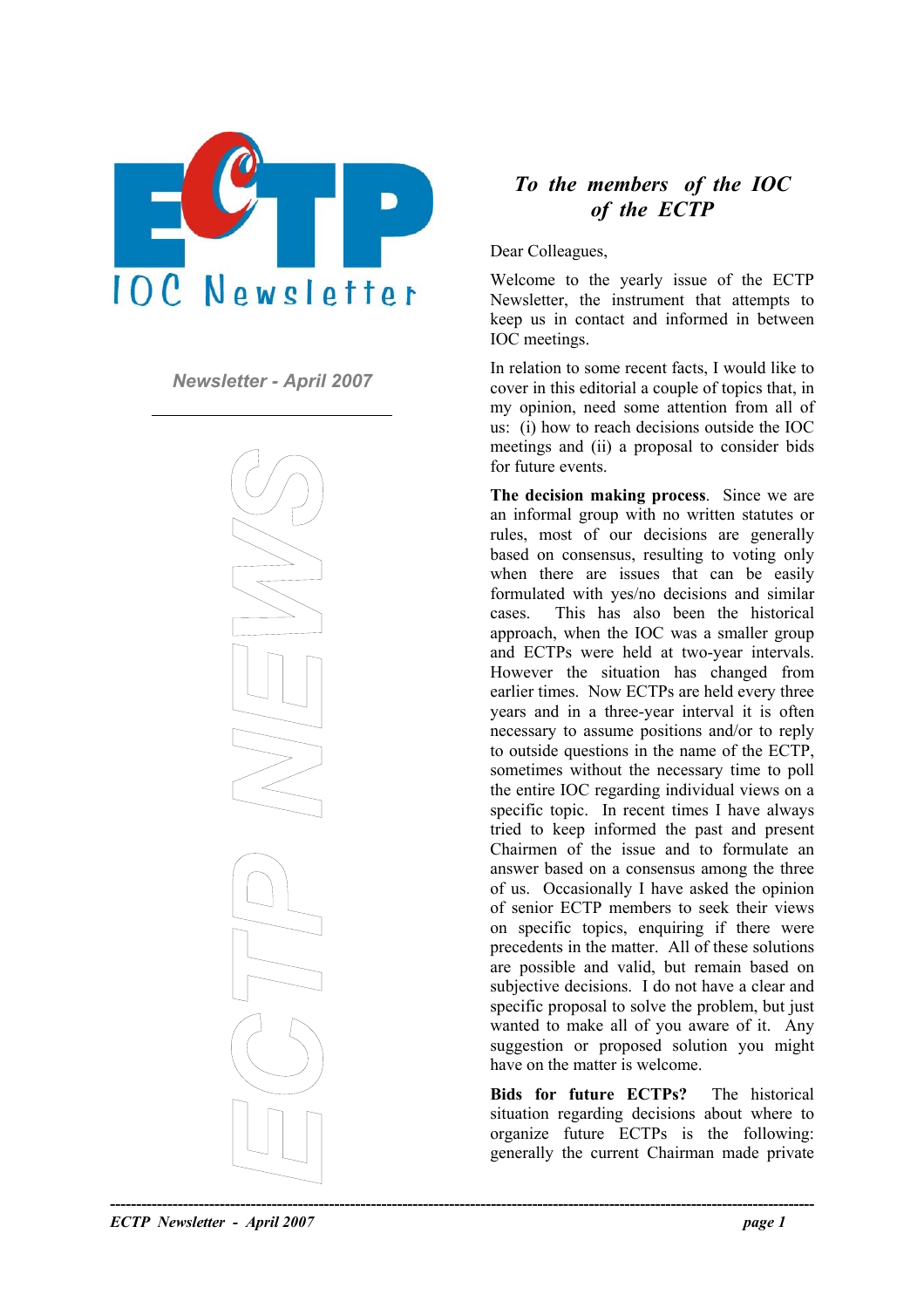# ECTP IOC Newsletter

*Newsletter - April 2007*

## *To the members of the IOC of the ECTP*

Dear Colleagues,

Welcome to the yearly issue of the ECTP Newsletter, the instrument that attempts to keep us in contact and informed in between IOC meetings.

In relation to some recent facts, I would like to cover in this editorial a couple of topics that, in my opinion, need some attention from all of us: (i) how to reach decisions outside the IOC meetings and (ii) a proposal to consider bids for future events.

**The decision making process**. Since we are an informal group with no written statutes or rules, most of our decisions are generally based on consensus, resulting to voting only when there are issues that can be easily formulated with yes/no decisions and similar cases. This has also been the historical approach, when the IOC was a smaller group and ECTPs were held at two-year intervals. However the situation has changed from earlier times. Now ECTPs are held every three years and in a three-year interval it is often necessary to assume positions and/or to reply to outside questions in the name of the ECTP, sometimes without the necessary time to poll the entire IOC regarding individual views on a specific topic. In recent times I have always tried to keep informed the past and present Chairmen of the issue and to formulate an answer based on a consensus among the three of us. Occasionally I have asked the opinion of senior ECTP members to seek their views on specific topics, enquiring if there were precedents in the matter. All of these solutions are possible and valid, but remain based on subjective decisions. I do not have a clear and specific proposal to solve the problem, but just wanted to make all of you aware of it. Any suggestion or proposed solution you might have on the matter is welcome.

**Bids for future ECTPs?** The historical situation regarding decisions about where to organize future ECTPs is the following: generally the current Chairman made private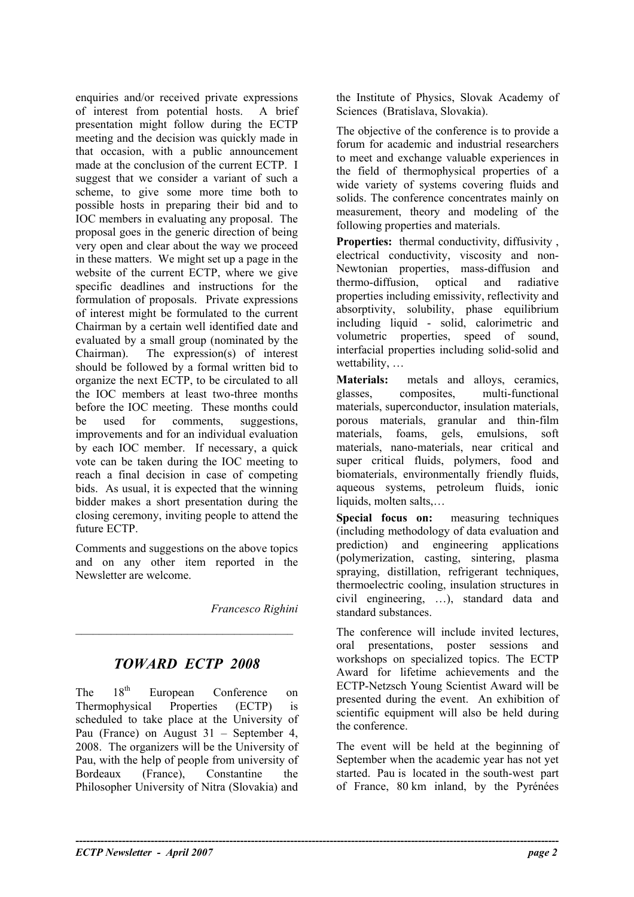enquiries and/or received private expressions of interest from potential hosts. A brief presentation might follow during the ECTP meeting and the decision was quickly made in that occasion, with a public announcement made at the conclusion of the current ECTP. I suggest that we consider a variant of such a scheme, to give some more time both to possible hosts in preparing their bid and to IOC members in evaluating any proposal. The proposal goes in the generic direction of being very open and clear about the way we proceed in these matters. We might set up a page in the website of the current ECTP, where we give specific deadlines and instructions for the formulation of proposals. Private expressions of interest might be formulated to the current Chairman by a certain well identified date and evaluated by a small group (nominated by the Chairman). The expression(s) of interest should be followed by a formal written bid to organize the next ECTP, to be circulated to all the IOC members at least two-three months before the IOC meeting. These months could be used for comments, suggestions, improvements and for an individual evaluation by each IOC member. If necessary, a quick vote can be taken during the IOC meeting to reach a final decision in case of competing bids. As usual, it is expected that the winning bidder makes a short presentation during the closing ceremony, inviting people to attend the future ECTP.

Comments and suggestions on the above topics and on any other item reported in the Newsletter are welcome.

*Francesco Righini*

---

## *TOWARD ECTP 2008*

The 18th European Conference on Thermophysical Properties (ECTP) is scheduled to take place at the University of Pau (France) on August 31 – September 4, 2008. The organizers will be the University of Pau, with the help of people from university of Bordeaux (France), Constantine the Philosopher University of Nitra (Slovakia) and the Institute of Physics, Slovak Academy of Sciences (Bratislava, Slovakia).

The objective of the conference is to provide a forum for academic and industrial researchers to meet and exchange valuable experiences in the field of thermophysical properties of a wide variety of systems covering fluids and solids. The conference concentrates mainly on measurement, theory and modeling of the following properties and materials.

**Properties:** thermal conductivity, diffusivity , electrical conductivity, viscosity and non-Newtonian properties, mass-diffusion and thermo-diffusion, optical and radiative properties including emissivity, reflectivity and absorptivity, solubility, phase equilibrium including liquid - solid, calorimetric and volumetric properties, speed of sound, interfacial properties including solid-solid and wettability, …

**Materials:** metals and alloys, ceramics, glasses, composites, multi-functional materials, superconductor, insulation materials, porous materials, granular and thin-film materials, foams, gels, emulsions, soft materials, nano-materials, near critical and super critical fluids, polymers, food and biomaterials, environmentally friendly fluids, aqueous systems, petroleum fluids, ionic liquids, molten salts,…

**Special focus on:** measuring techniques (including methodology of data evaluation and prediction) and engineering applications (polymerization, casting, sintering, plasma spraying, distillation, refrigerant techniques, thermoelectric cooling, insulation structures in civil engineering, …), standard data and standard substances.

The conference will include invited lectures, oral presentations, poster sessions and workshops on specialized topics. The ECTP Award for lifetime achievements and the ECTP-Netzsch Young Scientist Award will be presented during the event. An exhibition of scientific equipment will also be held during the conference.

The event will be held at the beginning of September when the academic year has not yet started. Pau is located in the south-west part of France, 80 km inland, by the Pyrénées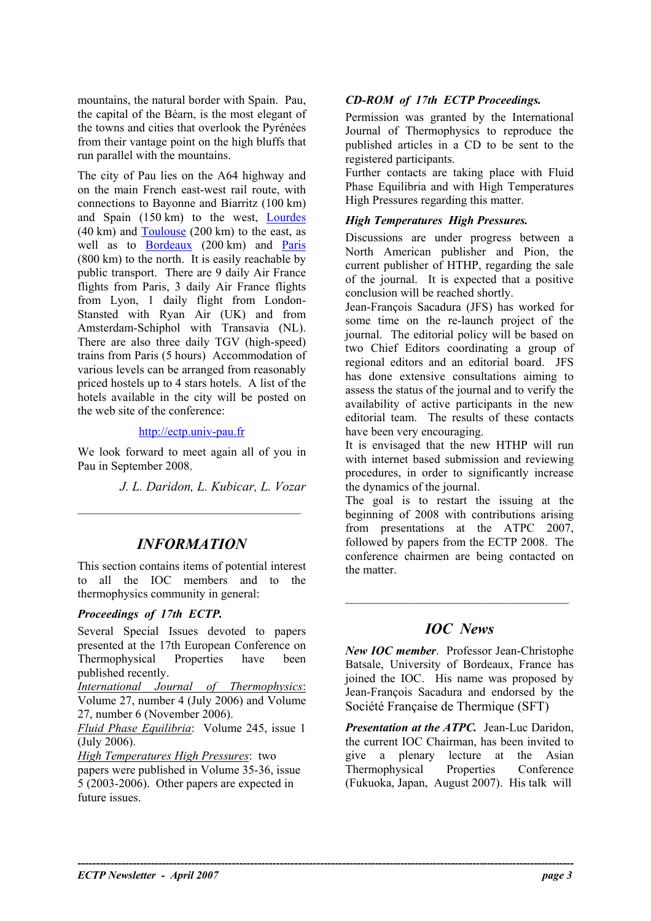mountains, the natural border with Spain. Pau, the capital of the Béarn, is the most elegant of the towns and cities that overlook the Pyrénées from their vantage point on the high bluffs that run parallel with the mountains.

The city of Pau lies on the A64 highway and on the main French east-west rail route, with connections to Bayonne and Biarritz (100 km) and Spain (150 km) to the west, Lourdes (40 km) and Toulouse (200 km) to the east, as well as to Bordeaux (200 km) and Paris (800 km) to the north. It is easily reachable by public transport. There are 9 daily Air France flights from Paris, 3 daily Air France flights from Lyon, 1 daily flight from London-Stansted with Ryan Air (UK) and from Amsterdam-Schiphol with Transavia (NL). There are also three daily TGV (high-speed) trains from Paris (5 hours) Accommodation of various levels can be arranged from reasonably priced hostels up to 4 stars hotels. A list of the hotels available in the city will be posted on the web site of the conference:

http://ectp.univ-pau.fr

We look forward to meet again all of you in Pau in September 2008.

*J. L. Daridon, L. Kubicar, L. Vozar*

---

## *INFORMATION*

This section contains items of potential interest to all the IOC members and to the thermophysics community in general:

***Proceedings of 17th ECTP.***

Several Special Issues devoted to papers presented at the 17th European Conference on Thermophysical Properties have been published recently.
*International Journal of Thermophysics*: Volume 27, number 4 (July 2006) and Volume 27, number 6 (November 2006).
*Fluid Phase Equilibria*: Volume 245, issue 1 (July 2006).
*High Temperatures High Pressures*: two papers were published in Volume 35-36, issue 5 (2003-2006). Other papers are expected in future issues.

***CD-ROM of 17th ECTP Proceedings.***

Permission was granted by the International Journal of Thermophysics to reproduce the published articles in a CD to be sent to the registered participants.
Further contacts are taking place with Fluid Phase Equilibria and with High Temperatures High Pressures regarding this matter.

***High Temperatures High Pressures.***

Discussions are under progress between a North American publisher and Pion, the current publisher of HTHP, regarding the sale of the journal. It is expected that a positive conclusion will be reached shortly.
Jean-François Sacadura (JFS) has worked for some time on the re-launch project of the journal. The editorial policy will be based on two Chief Editors coordinating a group of regional editors and an editorial board. JFS has done extensive consultations aiming to assess the status of the journal and to verify the availability of active participants in the new editorial team. The results of these contacts have been very encouraging.
It is envisaged that the new HTHP will run with internet based submission and reviewing procedures, in order to significantly increase the dynamics of the journal.
The goal is to restart the issuing at the beginning of 2008 with contributions arising from presentations at the ATPC 2007, followed by papers from the ECTP 2008. The conference chairmen are being contacted on the matter.

---

## *IOC News*

***New IOC member***. Professor Jean-Christophe Batsale, University of Bordeaux, France has joined the IOC. His name was proposed by Jean-François Sacadura and endorsed by the Société Française de Thermique (SFT)

***Presentation at the ATPC.*** Jean-Luc Daridon, the current IOC Chairman, has been invited to give a plenary lecture at the Asian Thermophysical Properties Conference (Fukuoka, Japan, August 2007). His talk will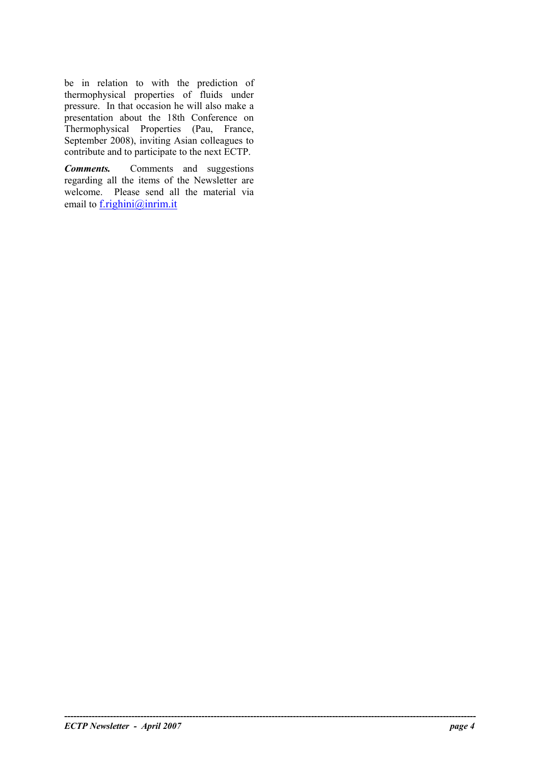be in relation to with the prediction of thermophysical properties of fluids under pressure. In that occasion he will also make a presentation about the 18th Conference on Thermophysical Properties (Pau, France, September 2008), inviting Asian colleagues to contribute and to participate to the next ECTP.

***Comments.*** Comments and suggestions regarding all the items of the Newsletter are welcome. Please send all the material via email to f.righini@inrim.it